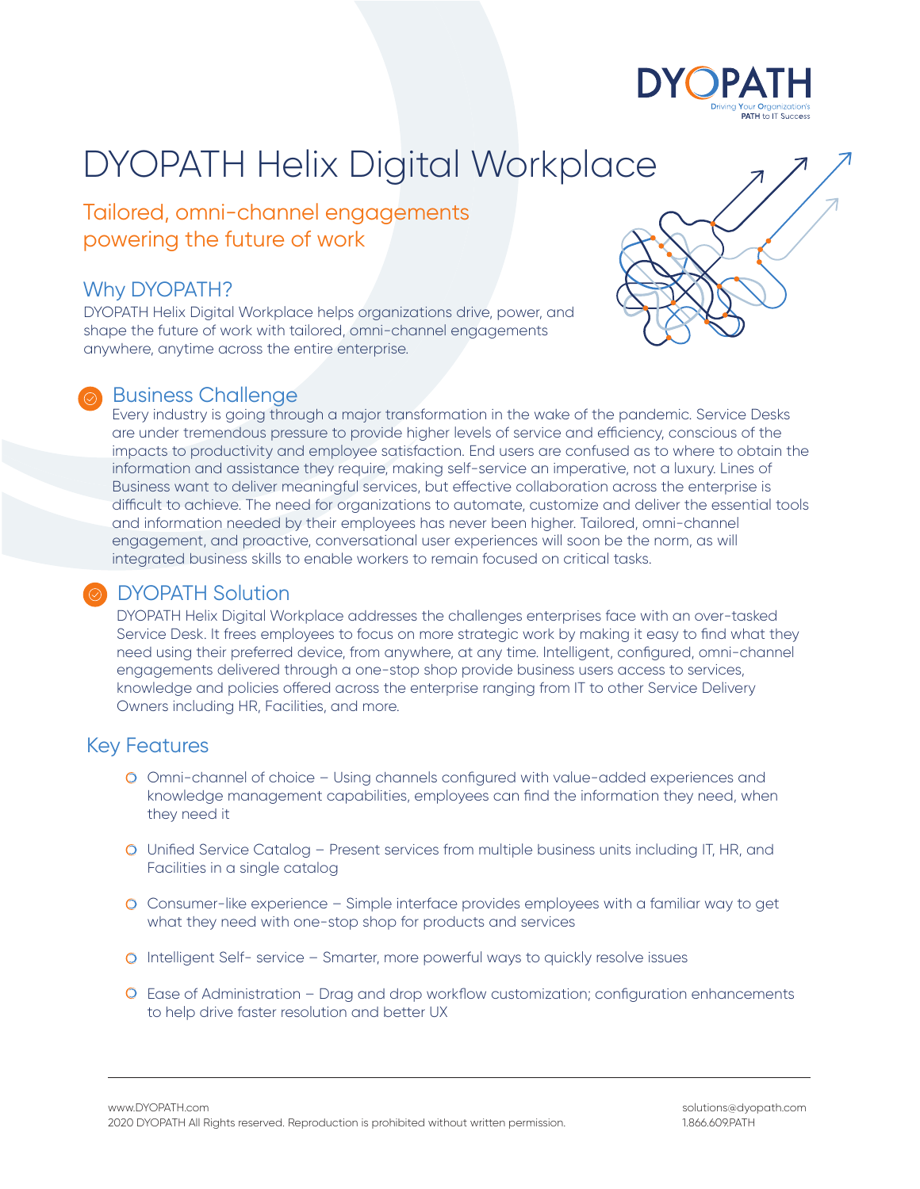# DYOPATH Helix Digital Workplace

## Tailored, omni-channel engagements powering the future of work

## Why DYOPATH?

DYOPATH Helix Digital Workplace helps organizations drive, power, and shape the future of work with tailored, omni-channel engagements anywhere, anytime across the entire enterprise.

## Business Challenge

Every industry is going through a major transformation in the wake of the pandemic. Service Desks are under tremendous pressure to provide higher levels of service and efficiency, conscious of the impacts to productivity and employee satisfaction. End users are confused as to where to obtain the information and assistance they require, making self-service an imperative, not a luxury. Lines of Business want to deliver meaningful services, but effective collaboration across the enterprise is difficult to achieve. The need for organizations to automate, customize and deliver the essential tools and information needed by their employees has never been higher. Tailored, omni-channel engagement, and proactive, conversational user experiences will soon be the norm, as will integrated business skills to enable workers to remain focused on critical tasks.

## DYOPATH Solution

DYOPATH Helix Digital Workplace addresses the challenges enterprises face with an over-tasked Service Desk. It frees employees to focus on more strategic work by making it easy to find what they need using their preferred device, from anywhere, at any time. Intelligent, configured, omni-channel engagements delivered through a one-stop shop provide business users access to services, knowledge and policies offered across the enterprise ranging from IT to other Service Delivery Owners including HR, Facilities, and more.

## Key Features

- Omni-channel of choice – Using channels configured with value-added experiences and knowledge management capabilities, employees can find the information they need, when they need it
- Unified Service Catalog – Present services from multiple business units including IT, HR, and Facilities in a single catalog
- Consumer-like experience – Simple interface provides employees with a familiar way to get what they need with one-stop shop for products and services
- Intelligent Self- service – Smarter, more powerful ways to quickly resolve issues
- Ease of Administration – Drag and drop workflow customization; configuration enhancements to help drive faster resolution and better UX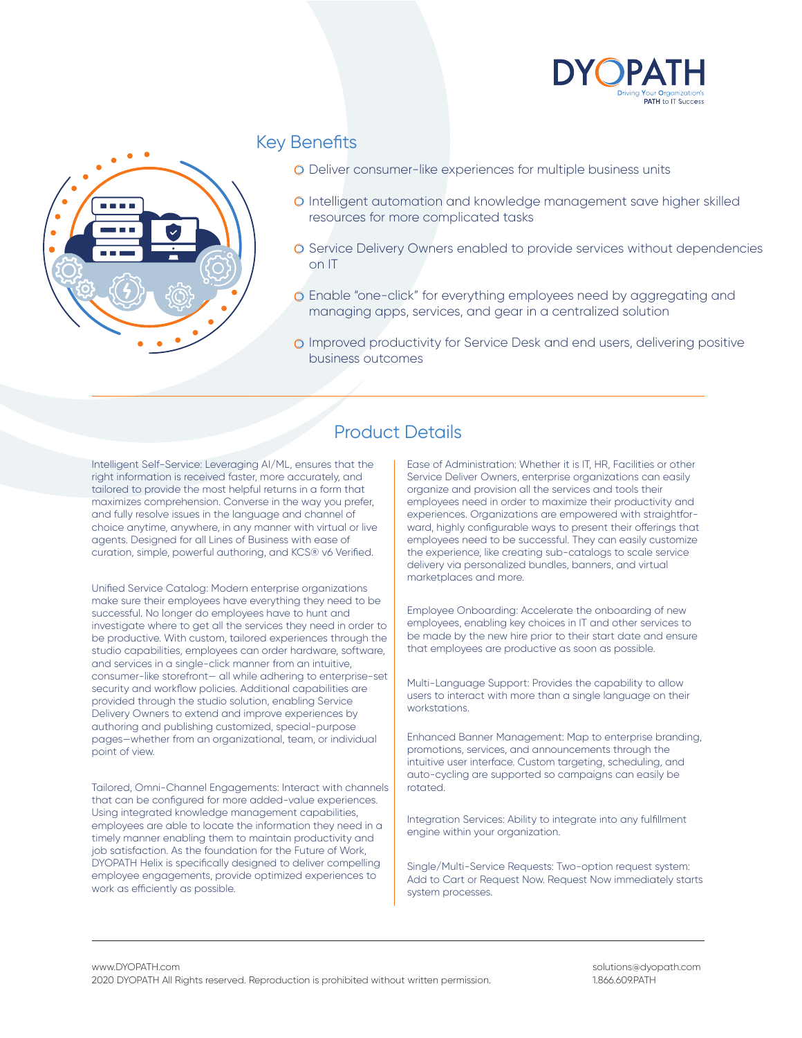## Key Benefits

- Deliver consumer-like experiences for multiple business units
- Intelligent automation and knowledge management save higher skilled resources for more complicated tasks
- Service Delivery Owners enabled to provide services without dependencies on IT
- Enable "one-click" for everything employees need by aggregating and managing apps, services, and gear in a centralized solution
- Improved productivity for Service Desk and end users, delivering positive business outcomes

## Product Details

Intelligent Self-Service: Leveraging AI/ML, ensures that the right information is received faster, more accurately, and tailored to provide the most helpful returns in a form that maximizes comprehension. Converse in the way you prefer, and fully resolve issues in the language and channel of choice anytime, anywhere, in any manner with virtual or live agents. Designed for all Lines of Business with ease of curation, simple, powerful authoring, and KCS® v6 Verified.

Unified Service Catalog: Modern enterprise organizations make sure their employees have everything they need to be successful. No longer do employees have to hunt and investigate where to get all the services they need in order to be productive. With custom, tailored experiences through the studio capabilities, employees can order hardware, software, and services in a single-click manner from an intuitive, consumer-like storefront— all while adhering to enterprise-set security and workflow policies. Additional capabilities are provided through the studio solution, enabling Service Delivery Owners to extend and improve experiences by authoring and publishing customized, special-purpose pages—whether from an organizational, team, or individual point of view.

Tailored, Omni-Channel Engagements: Interact with channels that can be configured for more added-value experiences. Using integrated knowledge management capabilities, employees are able to locate the information they need in a timely manner enabling them to maintain productivity and job satisfaction. As the foundation for the Future of Work, DYOPATH Helix is specifically designed to deliver compelling employee engagements, provide optimized experiences to work as efficiently as possible.

Ease of Administration: Whether it is IT, HR, Facilities or other Service Deliver Owners, enterprise organizations can easily organize and provision all the services and tools their employees need in order to maximize their productivity and experiences. Organizations are empowered with straightforward, highly configurable ways to present their offerings that employees need to be successful. They can easily customize the experience, like creating sub-catalogs to scale service delivery via personalized bundles, banners, and virtual marketplaces and more.

Employee Onboarding: Accelerate the onboarding of new employees, enabling key choices in IT and other services to be made by the new hire prior to their start date and ensure that employees are productive as soon as possible.

Multi-Language Support: Provides the capability to allow users to interact with more than a single language on their workstations.

Enhanced Banner Management: Map to enterprise branding, promotions, services, and announcements through the intuitive user interface. Custom targeting, scheduling, and auto-cycling are supported so campaigns can easily be rotated.

Integration Services: Ability to integrate into any fulfillment engine within your organization.

Single/Multi-Service Requests: Two-option request system: Add to Cart or Request Now. Request Now immediately starts system processes.

www.DYOPATH.com
2020 DYOPATH All Rights reserved. Reproduction is prohibited without written permission.

solutions@dyopath.com
1.866.609.PATH